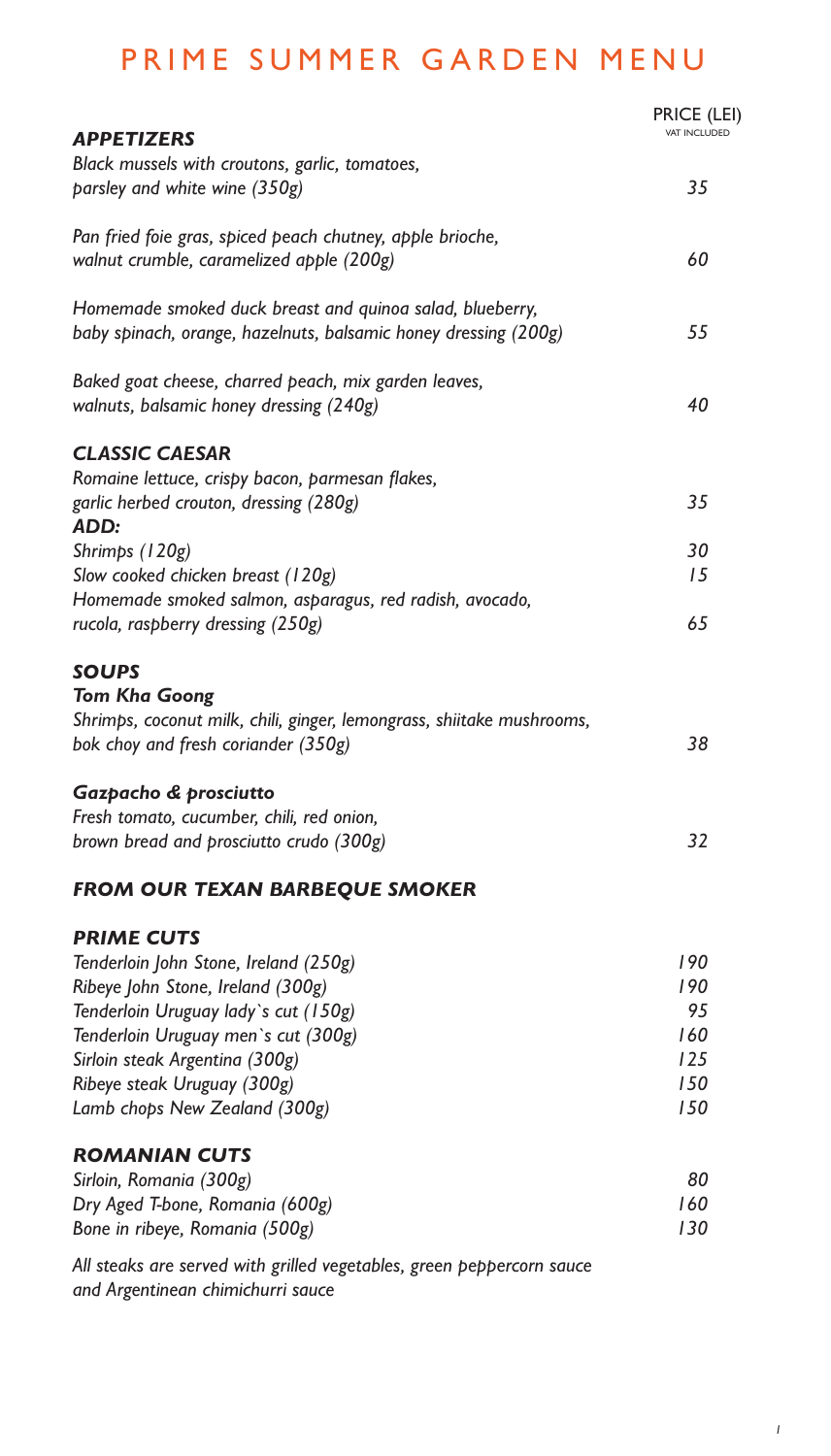# PRIME SUMMER GARDEN MENU

| *APPETIZERS* | PRICE (LEI) VAT INCLUDED |
|---|---|
| *Black mussels with croutons, garlic, tomatoes, parsley and white wine (350g)* | *35* |
| *Pan fried foie gras, spiced peach chutney, apple brioche, walnut crumble, caramelized apple (200g)* | *60* |
| *Homemade smoked duck breast and quinoa salad, blueberry, baby spinach, orange, hazelnuts, balsamic honey dressing (200g)* | *55* |
| *Baked goat cheese, charred peach, mix garden leaves, walnuts, balsamic honey dressing (240g)* | *40* |
| ***CLASSIC CAESAR*** | |
| *Romaine lettuce, crispy bacon, parmesan flakes, garlic herbed crouton, dressing (280g)* | *35* |
| ***ADD:*** | |
| *Shrimps (120g)* | *30* |
| *Slow cooked chicken breast (120g)* | *15* |
| *Homemade smoked salmon, asparagus, red radish, avocado, rucola, raspberry dressing (250g)* | *65* |

## *SOUPS*

| | |
|---|---|
| ***Tom Kha Goong*** | |
| *Shrimps, coconut milk, chili, ginger, lemongrass, shiitake mushrooms, bok choy and fresh coriander (350g)* | *38* |
| ***Gazpacho & prosciutto*** | |
| *Fresh tomato, cucumber, chili, red onion, brown bread and prosciutto crudo (300g)* | *32* |

## *FROM OUR TEXAN BARBEQUE SMOKER*

| *PRIME CUTS* | |
|---|---|
| *Tenderloin John Stone, Ireland (250g)* | *190* |
| *Ribeye John Stone, Ireland (300g)* | *190* |
| *Tenderloin Uruguay lady`s cut (150g)* | *95* |
| *Tenderloin Uruguay men`s cut (300g)* | *160* |
| *Sirloin steak Argentina (300g)* | *125* |
| *Ribeye steak Uruguay (300g)* | *150* |
| *Lamb chops New Zealand (300g)* | *150* |

| *ROMANIAN CUTS* | |
|---|---|
| *Sirloin, Romania (300g)* | *80* |
| *Dry Aged T-bone, Romania (600g)* | *160* |
| *Bone in ribeye, Romania (500g)* | *130* |

*All steaks are served with grilled vegetables, green peppercorn sauce and Argentinean chimichurri sauce*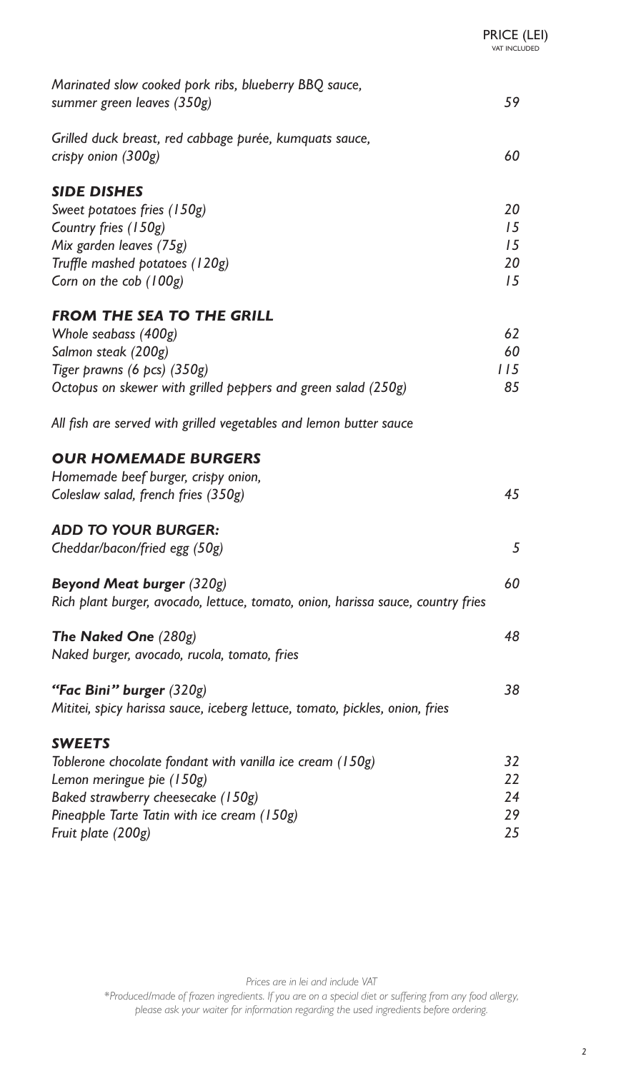| | PRICE (LEI) VAT INCLUDED |
|---|---|
| *Marinated slow cooked pork ribs, blueberry BBQ sauce, summer green leaves (350g)* | *59* |
| *Grilled duck breast, red cabbage purée, kumquats sauce, crispy onion (300g)* | *60* |

### *SIDE DISHES*

| | |
|---|---|
| *Sweet potatoes fries (150g)* | *20* |
| *Country fries (150g)* | *15* |
| *Mix garden leaves (75g)* | *15* |
| *Truffle mashed potatoes (120g)* | *20* |
| *Corn on the cob (100g)* | *15* |

### *FROM THE SEA TO THE GRILL*

| | |
|---|---|
| *Whole seabass (400g)* | *62* |
| *Salmon steak (200g)* | *60* |
| *Tiger prawns (6 pcs) (350g)* | *115* |
| *Octopus on skewer with grilled peppers and green salad (250g)* | *85* |

*All fish are served with grilled vegetables and lemon butter sauce*

### *OUR HOMEMADE BURGERS*

| | |
|---|---|
| *Homemade beef burger, crispy onion, Coleslaw salad, french fries (350g)* | *45* |

### *ADD TO YOUR BURGER:*

| | |
|---|---|
| *Cheddar/bacon/fried egg (50g)* | *5* |
| ***Beyond Meat burger** (320g)* <br> *Rich plant burger, avocado, lettuce, tomato, onion, harissa sauce, country fries* | *60* |
| ***The Naked One** (280g)* <br> *Naked burger, avocado, rucola, tomato, fries* | *48* |
| ***"Fac Bini" burger** (320g)* <br> *Mititei, spicy harissa sauce, iceberg lettuce, tomato, pickles, onion, fries* | *38* |

### *SWEETS*

| | |
|---|---|
| *Toblerone chocolate fondant with vanilla ice cream (150g)* | *32* |
| *Lemon meringue pie (150g)* | *22* |
| *Baked strawberry cheesecake (150g)* | *24* |
| *Pineapple Tarte Tatin with ice cream (150g)* | *29* |
| *Fruit plate (200g)* | *25* |

*Prices are in lei and include VAT*

**Produced/made of frozen ingredients. If you are on a special diet or suffering from any food allergy, please ask your waiter for information regarding the used ingredients before ordering.*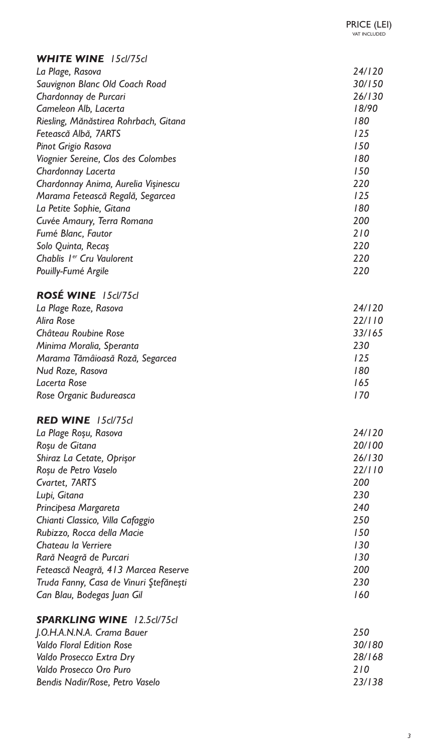PRICE (LEI)
VAT INCLUDED

## *WHITE WINE 15cl/75cl*

| | |
|---|---|
| *La Plage, Rasova* | *24/120* |
| *Sauvignon Blanc Old Coach Road* | *30/150* |
| *Chardonnay de Purcari* | *26/130* |
| *Cameleon Alb, Lacerta* | *18/90* |
| *Riesling, Mănăstirea Rohrbach, Gitana* | *180* |
| *Fetească Albă, 7ARTS* | *125* |
| *Pinot Grigio Rasova* | *150* |
| *Viognier Sereine, Clos des Colombes* | *180* |
| *Chardonnay Lacerta* | *150* |
| *Chardonnay Anima, Aurelia Vişinescu* | *220* |
| *Marama Fetească Regală, Segarcea* | *125* |
| *La Petite Sophie, Gitana* | *180* |
| *Cuvée Amaury, Terra Romana* | *200* |
| *Fumé Blanc, Fautor* | *210* |
| *Solo Quinta, Recaş* | *220* |
| *Chablis 1er Cru Vaulorent* | *220* |
| *Pouilly-Fumé Argile* | *220* |

## *ROSÉ WINE 15cl/75cl*

| | |
|---|---|
| *La Plage Roze, Rasova* | *24/120* |
| *Alira Rose* | *22/110* |
| *Château Roubine Rose* | *33/165* |
| *Minima Moralia, Speranta* | *230* |
| *Marama Tămâioasă Roză, Segarcea* | *125* |
| *Nud Roze, Rasova* | *180* |
| *Lacerta Rose* | *165* |
| *Rose Organic Budureasca* | *170* |

## *RED WINE 15cl/75cl*

| | |
|---|---|
| *La Plage Roşu, Rasova* | *24/120* |
| *Roşu de Gitana* | *20/100* |
| *Shiraz La Cetate, Oprişor* | *26/130* |
| *Roşu de Petro Vaselo* | *22/110* |
| *Cvartet, 7ARTS* | *200* |
| *Lupi, Gitana* | *230* |
| *Principesa Margareta* | *240* |
| *Chianti Classico, Villa Cafaggio* | *250* |
| *Rubizzo, Rocca della Macie* | *150* |
| *Chateau la Verriere* | *130* |
| *Rară Neagră de Purcari* | *130* |
| *Fetească Neagră, 413 Marcea Reserve* | *200* |
| *Truda Fanny, Casa de Vinuri Ştefăneşti* | *230* |
| *Can Blau, Bodegas Juan Gil* | *160* |

## *SPARKLING WINE 12.5cl/75cl*

| | |
|---|---|
| *J.O.H.A.N.N.A. Crama Bauer* | *250* |
| *Valdo Floral Edition Rose* | *30/180* |
| *Valdo Prosecco Extra Dry* | *28/168* |
| *Valdo Prosecco Oro Puro* | *210* |
| *Bendis Nadir/Rose, Petro Vaselo* | *23/138* |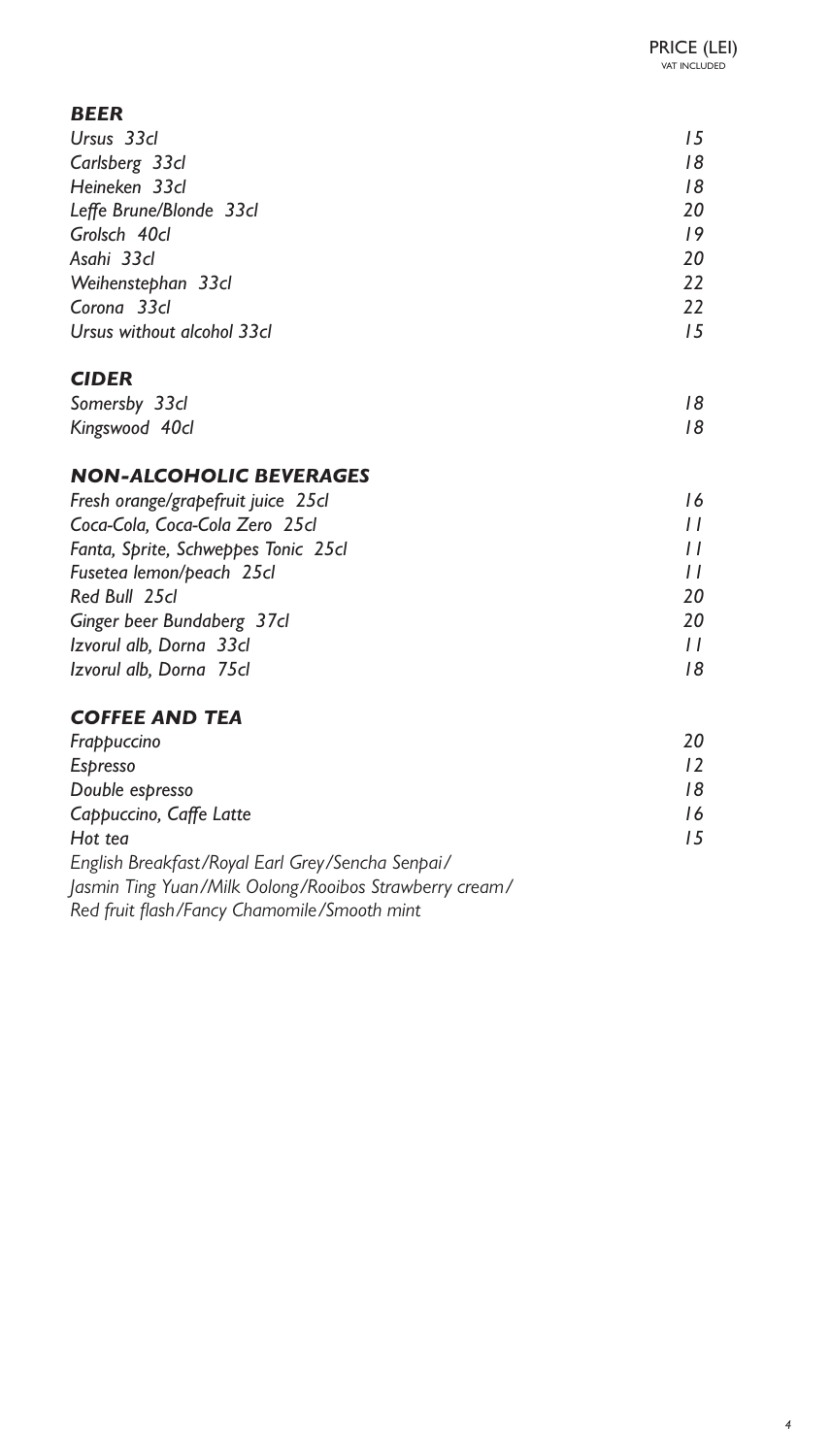PRICE (LEI)
VAT INCLUDED

## *BEER*

| | |
|---|---|
| *Ursus 33cl* | *15* |
| *Carlsberg 33cl* | *18* |
| *Heineken 33cl* | *18* |
| *Leffe Brune/Blonde 33cl* | *20* |
| *Grolsch 40cl* | *19* |
| *Asahi 33cl* | *20* |
| *Weihenstephan 33cl* | *22* |
| *Corona 33cl* | *22* |
| *Ursus without alcohol 33cl* | *15* |

## *CIDER*

| | |
|---|---|
| *Somersby 33cl* | *18* |
| *Kingswood 40cl* | *18* |

## *NON-ALCOHOLIC BEVERAGES*

| | |
|---|---|
| *Fresh orange/grapefruit juice 25cl* | *16* |
| *Coca-Cola, Coca-Cola Zero 25cl* | *11* |
| *Fanta, Sprite, Schweppes Tonic 25cl* | *11* |
| *Fusetea lemon/peach 25cl* | *11* |
| *Red Bull 25cl* | *20* |
| *Ginger beer Bundaberg 37cl* | *20* |
| *Izvorul alb, Dorna 33cl* | *11* |
| *Izvorul alb, Dorna 75cl* | *18* |

## *COFFEE AND TEA*

| | |
|---|---|
| *Frappuccino* | *20* |
| *Espresso* | *12* |
| *Double espresso* | *18* |
| *Cappuccino, Caffe Latte* | *16* |
| *Hot tea* | *15* |

*English Breakfast/Royal Earl Grey/Sencha Senpai/*
*Jasmin Ting Yuan/Milk Oolong/Rooibos Strawberry cream/*
*Red fruit flash/Fancy Chamomile/Smooth mint*